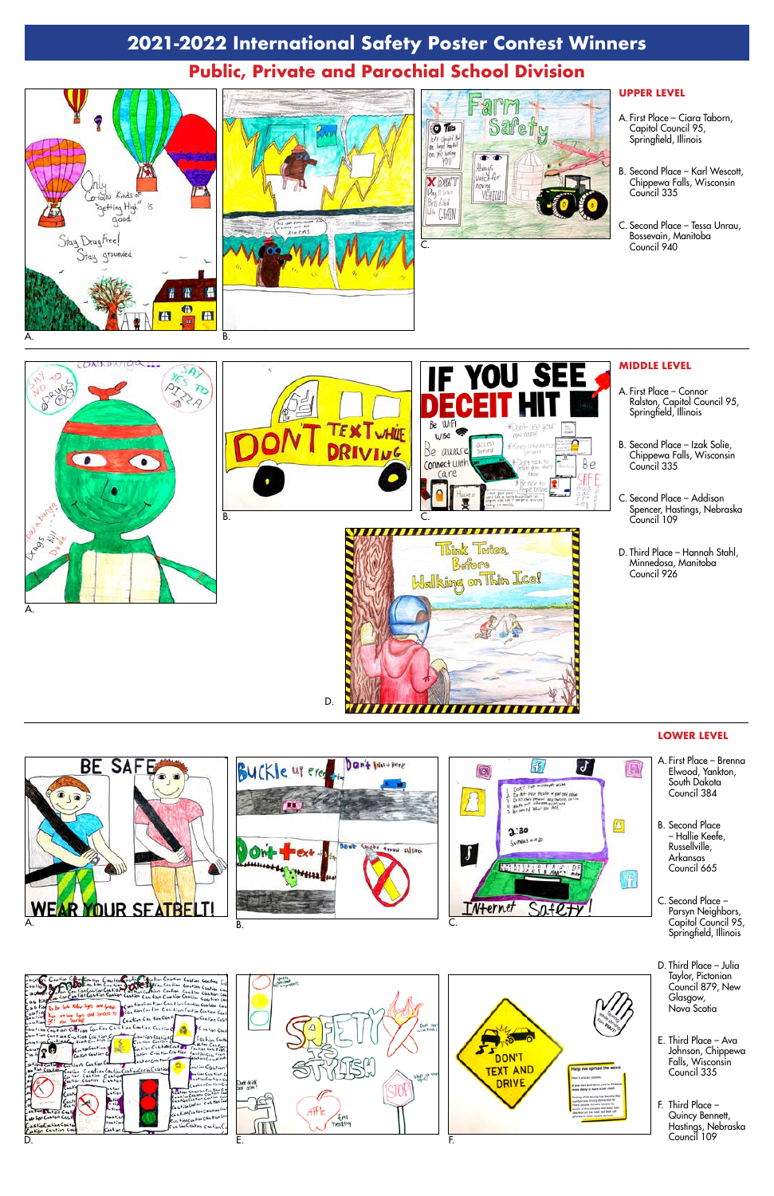# 2021-2022 International Safety Poster Contest Winners

## Public, Private and Parochial School Division

### UPPER LEVEL

A. First Place – Ciara Taborn, Capitol Council 95, Springfield, Illinois

B. Second Place – Karl Wescott, Chippewa Falls, Wisconsin Council 335

C. Second Place – Tessa Unrau, Bossevain, Manitoba Council 940

### MIDDLE LEVEL

A. First Place – Connor Ralston, Capitol Council 95, Springfield, Illinois

B. Second Place – Izak Solie, Chippewa Falls, Wisconsin Council 335

C. Second Place – Addison Spencer, Hastings, Nebraska Council 109

D. Third Place – Hannah Stahl, Minnedosa, Manitoba Council 926

### LOWER LEVEL

A. First Place – Brenna Elwood, Yankton, South Dakota Council 384

B. Second Place – Hallie Keefe, Russellville, Arkansas Council 665

C. Second Place – Parsyn Neighbors, Capitol Council 95, Springfield, Illinois

D. Third Place – Julia Taylor, Pictonian Council 879, New Glasgow, Nova Scotia

E. Third Place – Ava Johnson, Chippewa Falls, Wisconsin Council 335

F. Third Place – Quincy Bennett, Hastings, Nebraska Council 109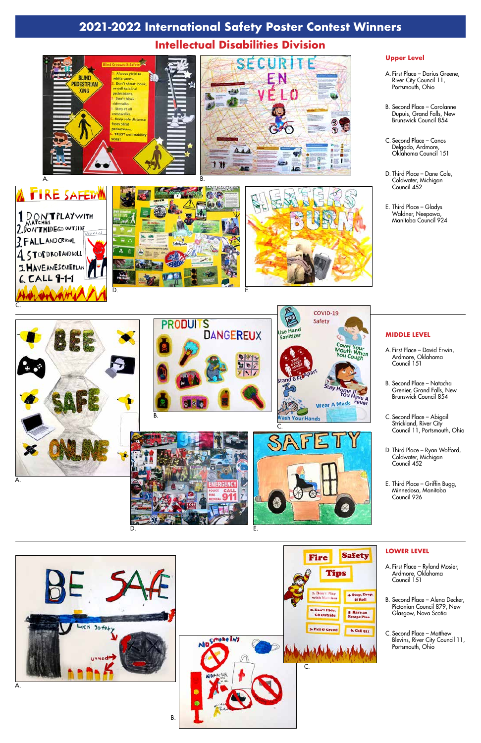# 2021-2022 International Safety Poster Contest Winners

## Intellectual Disabilities Division

### Upper Level

A. First Place – Darius Greene, River City Council 11, Portsmouth, Ohio

B. Second Place – Carolanne Dupuis, Grand Falls, New Brunswick Council 854

C. Second Place – Canos Delgado, Ardmore, Oklahoma Council 151

D. Third Place – Dane Cole, Coldwater, Michigan Council 452

E. Third Place – Gladys Waldner, Neepawa, Manitoba Council 924

### MIDDLE LEVEL

A. First Place – David Erwin, Ardmore, Oklahoma Council 151

B. Second Place – Natacha Grenier, Grand Falls, New Brunswick Council 854

C. Second Place – Abigail Strickland, River City Council 11, Portsmouth, Ohio

D. Third Place – Ryan Wofford, Coldwater, Michigan Council 452

E. Third Place – Griffin Bugg, Minnedosa, Manitoba Council 926

### LOWER LEVEL

A. First Place – Ryland Mosier, Ardmore, Oklahoma Council 151

B. Second Place – Alena Decker, Pictonian Council 879, New Glasgow, Nova Scotia

C. Second Place – Matthew Blevins, River City Council 11, Portsmouth, Ohio